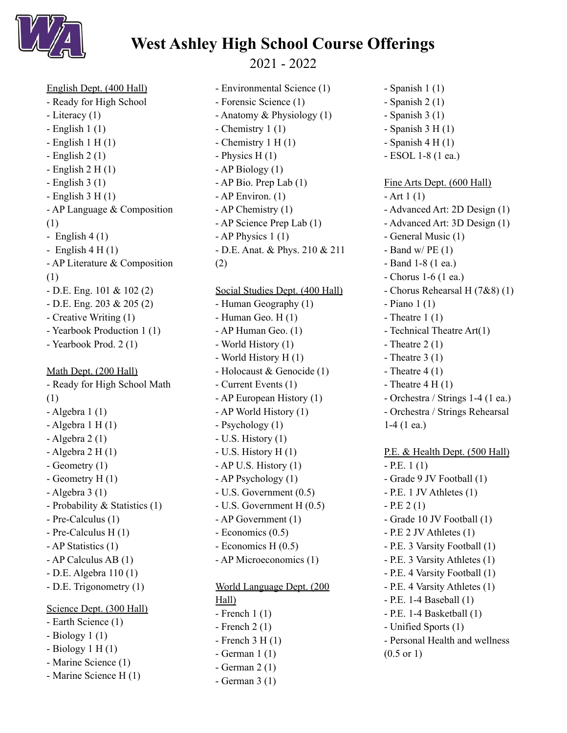# West Ashley High School Course Offerings

2021 - 2022

English Dept. (400 Hall)
- Ready for High School
- Literacy (1)
- English 1 (1)
- English 1 H (1)
- English 2 (1)
- English 2 H (1)
- English 3 (1)
- English 3 H (1)
- AP Language & Composition (1)
- English 4 (1)
- English 4 H (1)
- AP Literature & Composition (1)
- D.E. Eng. 101 & 102 (2)
- D.E. Eng. 203 & 205 (2)
- Creative Writing (1)
- Yearbook Production 1 (1)
- Yearbook Prod. 2 (1)

Math Dept. (200 Hall)
- Ready for High School Math (1)
- Algebra 1 (1)
- Algebra 1 H (1)
- Algebra 2 (1)
- Algebra 2 H (1)
- Geometry (1)
- Geometry H (1)
- Algebra 3 (1)
- Probability & Statistics (1)
- Pre-Calculus (1)
- Pre-Calculus H (1)
- AP Statistics (1)
- AP Calculus AB (1)
- D.E. Algebra 110 (1)
- D.E. Trigonometry (1)

Science Dept. (300 Hall)
- Earth Science (1)
- Biology 1 (1)
- Biology 1 H (1)
- Marine Science (1)
- Marine Science H (1)
- Environmental Science (1)
- Forensic Science (1)
- Anatomy & Physiology (1)
- Chemistry 1 (1)
- Chemistry 1 H (1)
- Physics H (1)
- AP Biology (1)
- AP Bio. Prep Lab (1)
- AP Environ. (1)
- AP Chemistry (1)
- AP Science Prep Lab (1)
- AP Physics 1 (1)
- D.E. Anat. & Phys. 210 & 211 (2)

Social Studies Dept. (400 Hall)
- Human Geography (1)
- Human Geo. H (1)
- AP Human Geo. (1)
- World History (1)
- World History H (1)
- Holocaust & Genocide (1)
- Current Events (1)
- AP European History (1)
- AP World History (1)
- Psychology (1)
- U.S. History (1)
- U.S. History H (1)
- AP U.S. History (1)
- AP Psychology (1)
- U.S. Government (0.5)
- U.S. Government H (0.5)
- AP Government (1)
- Economics (0.5)
- Economics H (0.5)
- AP Microeconomics (1)

World Language Dept. (200 Hall)
- French 1 (1)
- French 2 (1)
- French 3 H (1)
- German 1 (1)
- German 2 (1)
- German 3 (1)
- Spanish 1 (1)
- Spanish 2 (1)
- Spanish 3 (1)
- Spanish 3 H (1)
- Spanish 4 H (1)
- ESOL 1-8 (1 ea.)

Fine Arts Dept. (600 Hall)
- Art 1 (1)
- Advanced Art: 2D Design (1)
- Advanced Art: 3D Design (1)
- General Music (1)
- Band w/ PE (1)
- Band 1-8 (1 ea.)
- Chorus 1-6 (1 ea.)
- Chorus Rehearsal H (7&8) (1)
- Piano 1 (1)
- Theatre 1 (1)
- Technical Theatre Art(1)
- Theatre 2 (1)
- Theatre 3 (1)
- Theatre 4 (1)
- Theatre 4 H (1)
- Orchestra / Strings 1-4 (1 ea.)
- Orchestra / Strings Rehearsal 1-4 (1 ea.)

P.E. & Health Dept. (500 Hall)
- P.E. 1 (1)
- Grade 9 JV Football (1)
- P.E. 1 JV Athletes (1)
- P.E 2 (1)
- Grade 10 JV Football (1)
- P.E 2 JV Athletes (1)
- P.E. 3 Varsity Football (1)
- P.E. 3 Varsity Athletes (1)
- P.E. 4 Varsity Football (1)
- P.E. 4 Varsity Athletes (1)
- P.E. 1-4 Baseball (1)
- P.E. 1-4 Basketball (1)
- Unified Sports (1)
- Personal Health and wellness (0.5 or 1)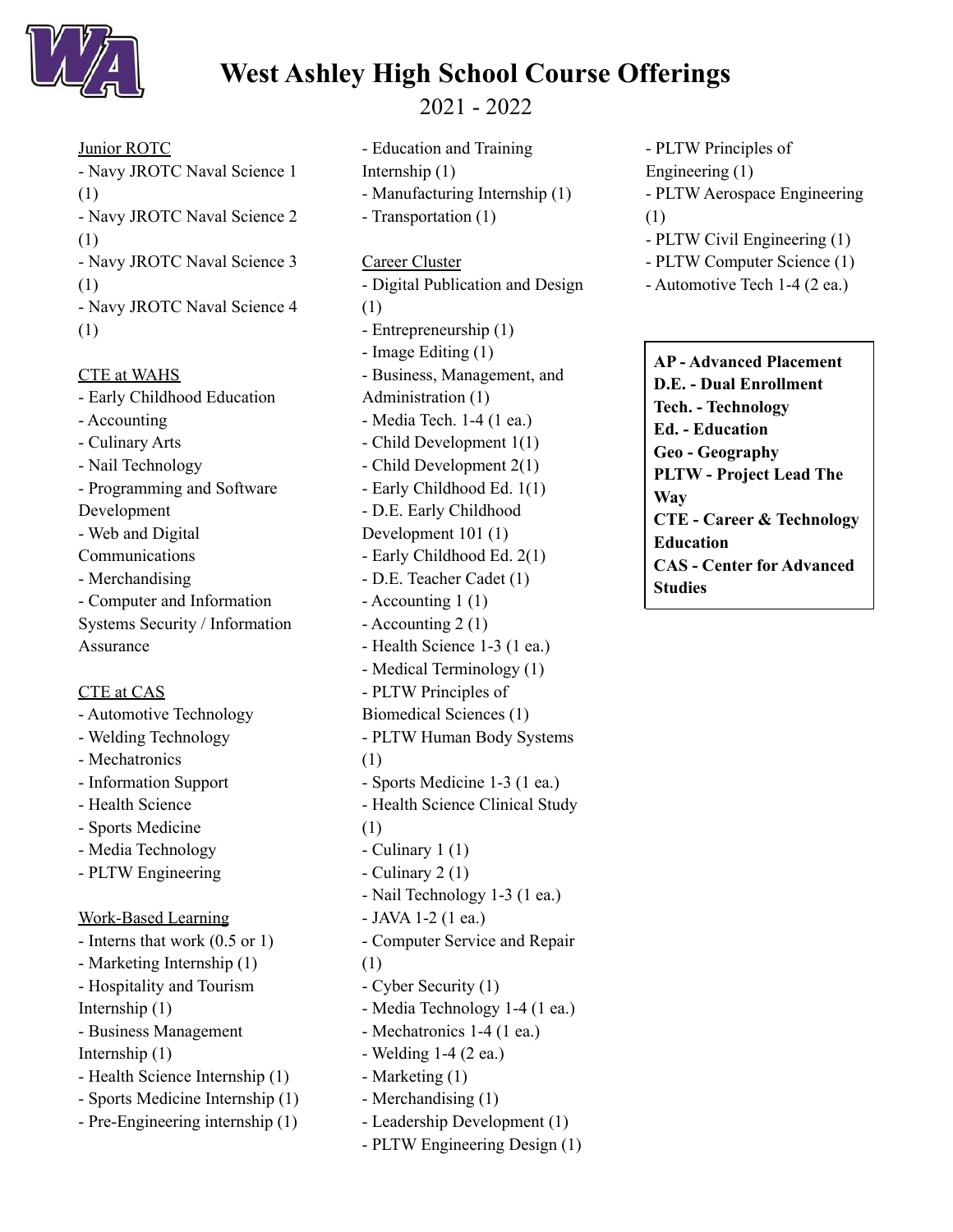# West Ashley High School Course Offerings

2021 - 2022

Junior ROTC

- Navy JROTC Naval Science 1 (1)
- Navy JROTC Naval Science 2 (1)
- Navy JROTC Naval Science 3 (1)
- Navy JROTC Naval Science 4 (1)

CTE at WAHS

- Early Childhood Education
- Accounting
- Culinary Arts
- Nail Technology
- Programming and Software Development
- Web and Digital Communications
- Merchandising
- Computer and Information Systems Security / Information Assurance

CTE at CAS

- Automotive Technology
- Welding Technology
- Mechatronics
- Information Support
- Health Science
- Sports Medicine
- Media Technology
- PLTW Engineering

Work-Based Learning

- Interns that work (0.5 or 1)
- Marketing Internship (1)
- Hospitality and Tourism Internship (1)
- Business Management Internship (1)
- Health Science Internship (1)
- Sports Medicine Internship (1)
- Pre-Engineering internship (1)
- Education and Training Internship (1)
- Manufacturing Internship (1)
- Transportation (1)

Career Cluster

- Digital Publication and Design (1)
- Entrepreneurship (1)
- Image Editing (1)
- Business, Management, and Administration (1)
- Media Tech. 1-4 (1 ea.)
- Child Development 1(1)
- Child Development 2(1)
- Early Childhood Ed. 1(1)
- D.E. Early Childhood Development 101 (1)
- Early Childhood Ed. 2(1)
- D.E. Teacher Cadet (1)
- Accounting 1 (1)
- Accounting 2 (1)
- Health Science 1-3 (1 ea.)
- Medical Terminology (1)
- PLTW Principles of Biomedical Sciences (1)
- PLTW Human Body Systems (1)
- Sports Medicine 1-3 (1 ea.)
- Health Science Clinical Study (1)
- Culinary 1 (1)
- Culinary 2 (1)
- Nail Technology 1-3 (1 ea.)
- JAVA 1-2 (1 ea.)
- Computer Service and Repair (1)
- Cyber Security (1)
- Media Technology 1-4 (1 ea.)
- Mechatronics 1-4 (1 ea.)
- Welding 1-4 (2 ea.)
- Marketing (1)
- Merchandising (1)
- Leadership Development (1)
- PLTW Engineering Design (1)
- PLTW Principles of Engineering (1)
- PLTW Aerospace Engineering (1)
- PLTW Civil Engineering (1)
- PLTW Computer Science (1)
- Automotive Tech 1-4 (2 ea.)

**AP - Advanced Placement**
**D.E. - Dual Enrollment**
**Tech. - Technology**
**Ed. - Education**
**Geo - Geography**
**PLTW - Project Lead The Way**
**CTE - Career & Technology Education**
**CAS - Center for Advanced Studies**